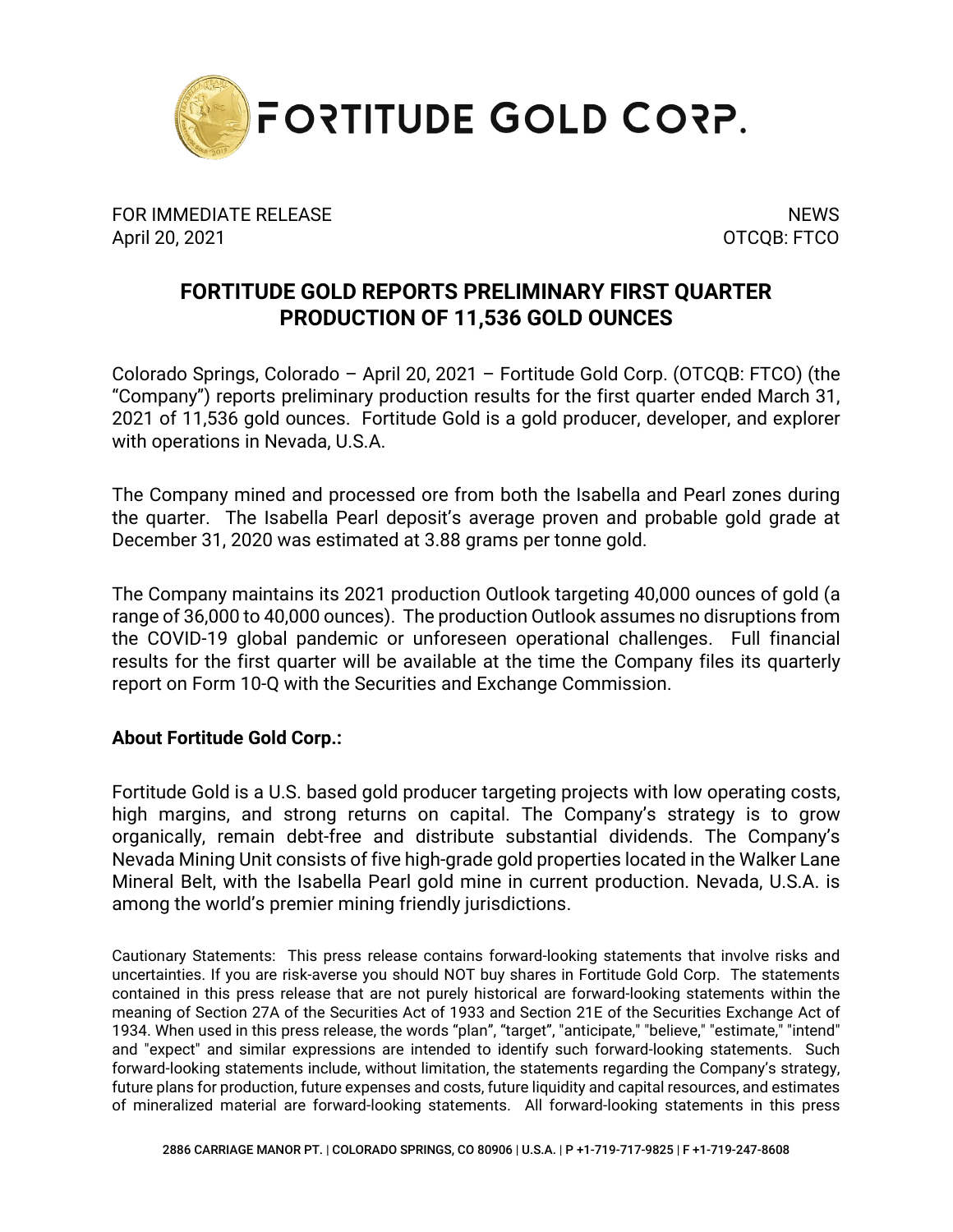# FORTITUDE GOLD CORP.

FOR IMMEDIATE RELEASE
April 20, 2021

NEWS
OTCQB: FTCO

## FORTITUDE GOLD REPORTS PRELIMINARY FIRST QUARTER PRODUCTION OF 11,536 GOLD OUNCES

Colorado Springs, Colorado – April 20, 2021 – Fortitude Gold Corp. (OTCQB: FTCO) (the "Company") reports preliminary production results for the first quarter ended March 31, 2021 of 11,536 gold ounces. Fortitude Gold is a gold producer, developer, and explorer with operations in Nevada, U.S.A.

The Company mined and processed ore from both the Isabella and Pearl zones during the quarter. The Isabella Pearl deposit's average proven and probable gold grade at December 31, 2020 was estimated at 3.88 grams per tonne gold.

The Company maintains its 2021 production Outlook targeting 40,000 ounces of gold (a range of 36,000 to 40,000 ounces). The production Outlook assumes no disruptions from the COVID-19 global pandemic or unforeseen operational challenges. Full financial results for the first quarter will be available at the time the Company files its quarterly report on Form 10-Q with the Securities and Exchange Commission.

**About Fortitude Gold Corp.:**

Fortitude Gold is a U.S. based gold producer targeting projects with low operating costs, high margins, and strong returns on capital. The Company's strategy is to grow organically, remain debt-free and distribute substantial dividends. The Company's Nevada Mining Unit consists of five high-grade gold properties located in the Walker Lane Mineral Belt, with the Isabella Pearl gold mine in current production. Nevada, U.S.A. is among the world's premier mining friendly jurisdictions.

Cautionary Statements: This press release contains forward-looking statements that involve risks and uncertainties. If you are risk-averse you should NOT buy shares in Fortitude Gold Corp. The statements contained in this press release that are not purely historical are forward-looking statements within the meaning of Section 27A of the Securities Act of 1933 and Section 21E of the Securities Exchange Act of 1934. When used in this press release, the words "plan", "target", "anticipate," "believe," "estimate," "intend" and "expect" and similar expressions are intended to identify such forward-looking statements. Such forward-looking statements include, without limitation, the statements regarding the Company's strategy, future plans for production, future expenses and costs, future liquidity and capital resources, and estimates of mineralized material are forward-looking statements. All forward-looking statements in this press

2886 CARRIAGE MANOR PT. | COLORADO SPRINGS, CO 80906 | U.S.A. | P +1-719-717-9825 | F +1-719-247-8608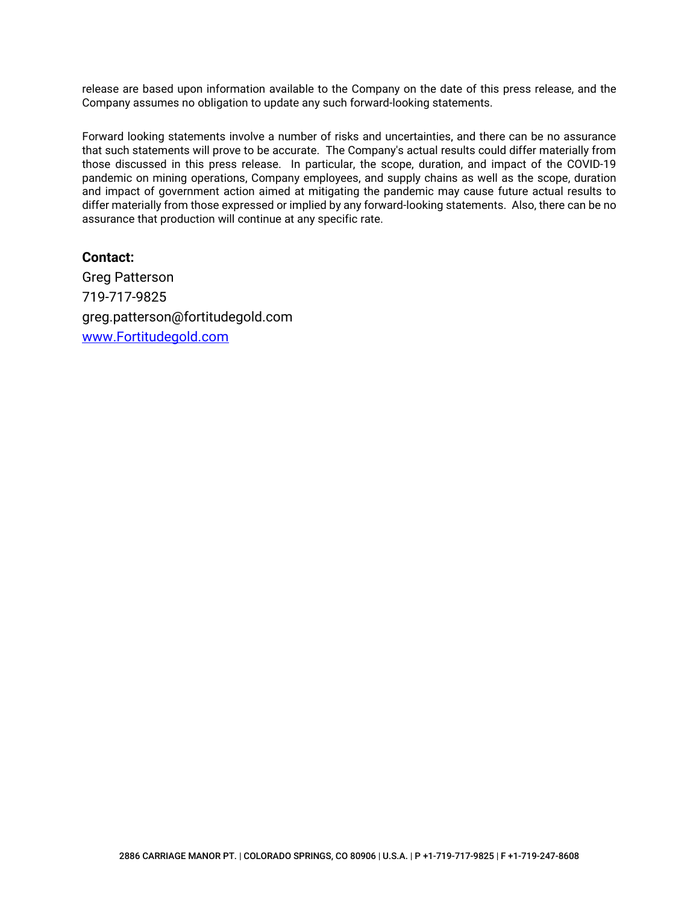release are based upon information available to the Company on the date of this press release, and the Company assumes no obligation to update any such forward-looking statements.

Forward looking statements involve a number of risks and uncertainties, and there can be no assurance that such statements will prove to be accurate. The Company's actual results could differ materially from those discussed in this press release. In particular, the scope, duration, and impact of the COVID-19 pandemic on mining operations, Company employees, and supply chains as well as the scope, duration and impact of government action aimed at mitigating the pandemic may cause future actual results to differ materially from those expressed or implied by any forward-looking statements. Also, there can be no assurance that production will continue at any specific rate.

**Contact:**

Greg Patterson
719-717-9825
greg.patterson@fortitudegold.com
[www.Fortitudegold.com](http://www.Fortitudegold.com)